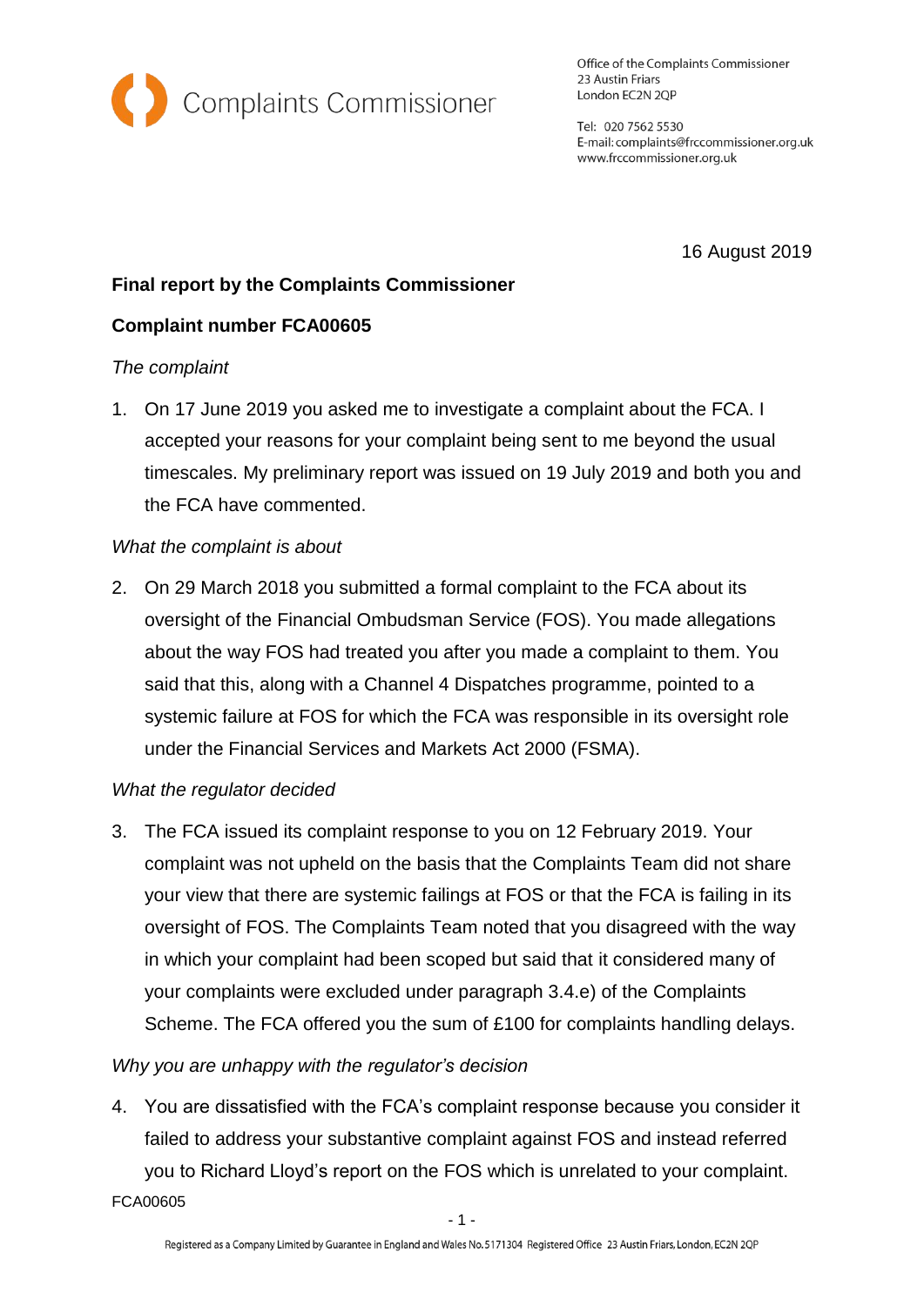Complaints Commissioner

Office of the Complaints Commissioner
23 Austin Friars
London EC2N 2QP

Tel: 020 7562 5530
E-mail: complaints@frccommissioner.org.uk
www.frccommissioner.org.uk

16 August 2019

**Final report by the Complaints Commissioner**

**Complaint number FCA00605**

*The complaint*

1. On 17 June 2019 you asked me to investigate a complaint about the FCA. I accepted your reasons for your complaint being sent to me beyond the usual timescales. My preliminary report was issued on 19 July 2019 and both you and the FCA have commented.

*What the complaint is about*

2. On 29 March 2018 you submitted a formal complaint to the FCA about its oversight of the Financial Ombudsman Service (FOS). You made allegations about the way FOS had treated you after you made a complaint to them. You said that this, along with a Channel 4 Dispatches programme, pointed to a systemic failure at FOS for which the FCA was responsible in its oversight role under the Financial Services and Markets Act 2000 (FSMA).

*What the regulator decided*

3. The FCA issued its complaint response to you on 12 February 2019. Your complaint was not upheld on the basis that the Complaints Team did not share your view that there are systemic failings at FOS or that the FCA is failing in its oversight of FOS. The Complaints Team noted that you disagreed with the way in which your complaint had been scoped but said that it considered many of your complaints were excluded under paragraph 3.4.e) of the Complaints Scheme. The FCA offered you the sum of £100 for complaints handling delays.

*Why you are unhappy with the regulator's decision*

4. You are dissatisfied with the FCA's complaint response because you consider it failed to address your substantive complaint against FOS and instead referred you to Richard Lloyd's report on the FOS which is unrelated to your complaint.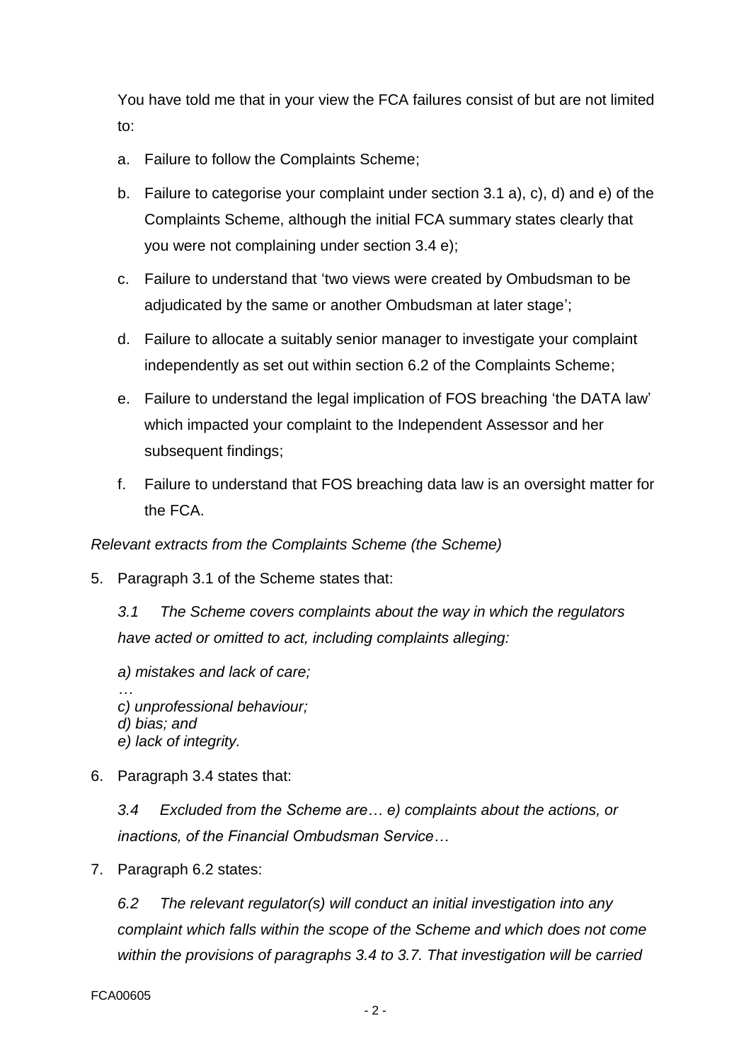You have told me that in your view the FCA failures consist of but are not limited to:

a. Failure to follow the Complaints Scheme;

b. Failure to categorise your complaint under section 3.1 a), c), d) and e) of the Complaints Scheme, although the initial FCA summary states clearly that you were not complaining under section 3.4 e);

c. Failure to understand that 'two views were created by Ombudsman to be adjudicated by the same or another Ombudsman at later stage';

d. Failure to allocate a suitably senior manager to investigate your complaint independently as set out within section 6.2 of the Complaints Scheme;

e. Failure to understand the legal implication of FOS breaching 'the DATA law' which impacted your complaint to the Independent Assessor and her subsequent findings;

f. Failure to understand that FOS breaching data law is an oversight matter for the FCA.

*Relevant extracts from the Complaints Scheme (the Scheme)*

5. Paragraph 3.1 of the Scheme states that:

   *3.1 The Scheme covers complaints about the way in which the regulators have acted or omitted to act, including complaints alleging:*

   *a) mistakes and lack of care;*
   *…*
   *c) unprofessional behaviour;*
   *d) bias; and*
   *e) lack of integrity.*

6. Paragraph 3.4 states that:

   *3.4 Excluded from the Scheme are… e) complaints about the actions, or inactions, of the Financial Ombudsman Service…*

7. Paragraph 6.2 states:

   *6.2 The relevant regulator(s) will conduct an initial investigation into any complaint which falls within the scope of the Scheme and which does not come within the provisions of paragraphs 3.4 to 3.7. That investigation will be carried*

FCA00605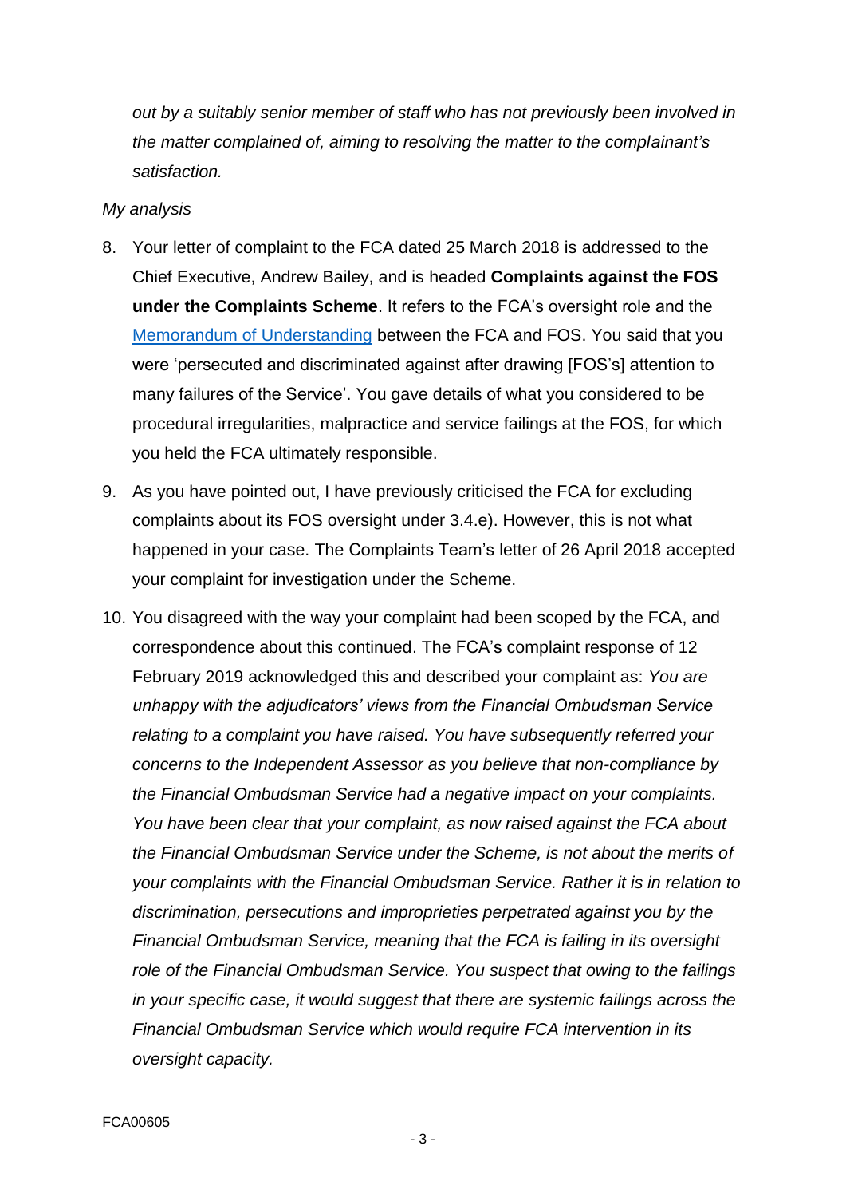*out by a suitably senior member of staff who has not previously been involved in the matter complained of, aiming to resolving the matter to the complainant's satisfaction.*

*My analysis*

8. Your letter of complaint to the FCA dated 25 March 2018 is addressed to the Chief Executive, Andrew Bailey, and is headed **Complaints against the FOS under the Complaints Scheme**. It refers to the FCA's oversight role and the [Memorandum of Understanding](Memorandum of Understanding) between the FCA and FOS. You said that you were 'persecuted and discriminated against after drawing [FOS's] attention to many failures of the Service'. You gave details of what you considered to be procedural irregularities, malpractice and service failings at the FOS, for which you held the FCA ultimately responsible.

9. As you have pointed out, I have previously criticised the FCA for excluding complaints about its FOS oversight under 3.4.e). However, this is not what happened in your case. The Complaints Team's letter of 26 April 2018 accepted your complaint for investigation under the Scheme.

10. You disagreed with the way your complaint had been scoped by the FCA, and correspondence about this continued. The FCA's complaint response of 12 February 2019 acknowledged this and described your complaint as: *You are unhappy with the adjudicators' views from the Financial Ombudsman Service relating to a complaint you have raised. You have subsequently referred your concerns to the Independent Assessor as you believe that non-compliance by the Financial Ombudsman Service had a negative impact on your complaints. You have been clear that your complaint, as now raised against the FCA about the Financial Ombudsman Service under the Scheme, is not about the merits of your complaints with the Financial Ombudsman Service. Rather it is in relation to discrimination, persecutions and improprieties perpetrated against you by the Financial Ombudsman Service, meaning that the FCA is failing in its oversight role of the Financial Ombudsman Service. You suspect that owing to the failings in your specific case, it would suggest that there are systemic failings across the Financial Ombudsman Service which would require FCA intervention in its oversight capacity.*

FCA00605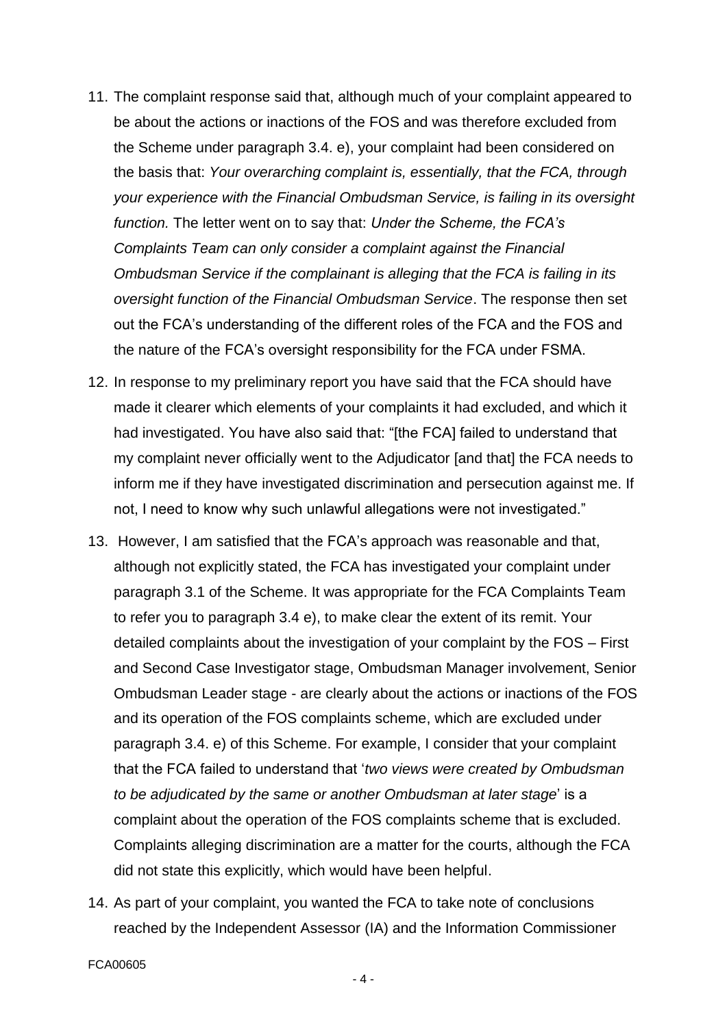11. The complaint response said that, although much of your complaint appeared to be about the actions or inactions of the FOS and was therefore excluded from the Scheme under paragraph 3.4. e), your complaint had been considered on the basis that: *Your overarching complaint is, essentially, that the FCA, through your experience with the Financial Ombudsman Service, is failing in its oversight function.* The letter went on to say that: *Under the Scheme, the FCA's Complaints Team can only consider a complaint against the Financial Ombudsman Service if the complainant is alleging that the FCA is failing in its oversight function of the Financial Ombudsman Service*. The response then set out the FCA's understanding of the different roles of the FCA and the FOS and the nature of the FCA's oversight responsibility for the FCA under FSMA.

12. In response to my preliminary report you have said that the FCA should have made it clearer which elements of your complaints it had excluded, and which it had investigated. You have also said that: "[the FCA] failed to understand that my complaint never officially went to the Adjudicator [and that] the FCA needs to inform me if they have investigated discrimination and persecution against me. If not, I need to know why such unlawful allegations were not investigated."

13. However, I am satisfied that the FCA's approach was reasonable and that, although not explicitly stated, the FCA has investigated your complaint under paragraph 3.1 of the Scheme. It was appropriate for the FCA Complaints Team to refer you to paragraph 3.4 e), to make clear the extent of its remit. Your detailed complaints about the investigation of your complaint by the FOS – First and Second Case Investigator stage, Ombudsman Manager involvement, Senior Ombudsman Leader stage - are clearly about the actions or inactions of the FOS and its operation of the FOS complaints scheme, which are excluded under paragraph 3.4. e) of this Scheme. For example, I consider that your complaint that the FCA failed to understand that '*two views were created by Ombudsman to be adjudicated by the same or another Ombudsman at later stage*' is a complaint about the operation of the FOS complaints scheme that is excluded. Complaints alleging discrimination are a matter for the courts, although the FCA did not state this explicitly, which would have been helpful.

14. As part of your complaint, you wanted the FCA to take note of conclusions reached by the Independent Assessor (IA) and the Information Commissioner

FCA00605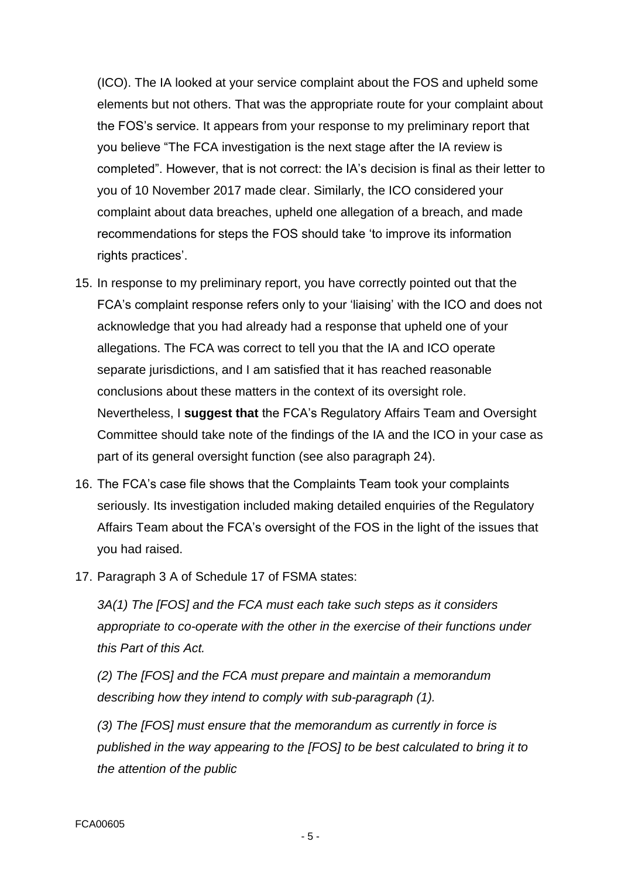(ICO). The IA looked at your service complaint about the FOS and upheld some elements but not others. That was the appropriate route for your complaint about the FOS's service. It appears from your response to my preliminary report that you believe "The FCA investigation is the next stage after the IA review is completed". However, that is not correct: the IA's decision is final as their letter to you of 10 November 2017 made clear. Similarly, the ICO considered your complaint about data breaches, upheld one allegation of a breach, and made recommendations for steps the FOS should take 'to improve its information rights practices'.

15. In response to my preliminary report, you have correctly pointed out that the FCA's complaint response refers only to your 'liaising' with the ICO and does not acknowledge that you had already had a response that upheld one of your allegations. The FCA was correct to tell you that the IA and ICO operate separate jurisdictions, and I am satisfied that it has reached reasonable conclusions about these matters in the context of its oversight role. Nevertheless, I **suggest that** the FCA's Regulatory Affairs Team and Oversight Committee should take note of the findings of the IA and the ICO in your case as part of its general oversight function (see also paragraph 24).

16. The FCA's case file shows that the Complaints Team took your complaints seriously. Its investigation included making detailed enquiries of the Regulatory Affairs Team about the FCA's oversight of the FOS in the light of the issues that you had raised.

17. Paragraph 3 A of Schedule 17 of FSMA states:

    *3A(1) The [FOS] and the FCA must each take such steps as it considers appropriate to co-operate with the other in the exercise of their functions under this Part of this Act.*

    *(2) The [FOS] and the FCA must prepare and maintain a memorandum describing how they intend to comply with sub-paragraph (1).*

    *(3) The [FOS] must ensure that the memorandum as currently in force is published in the way appearing to the [FOS] to be best calculated to bring it to the attention of the public*

FCA00605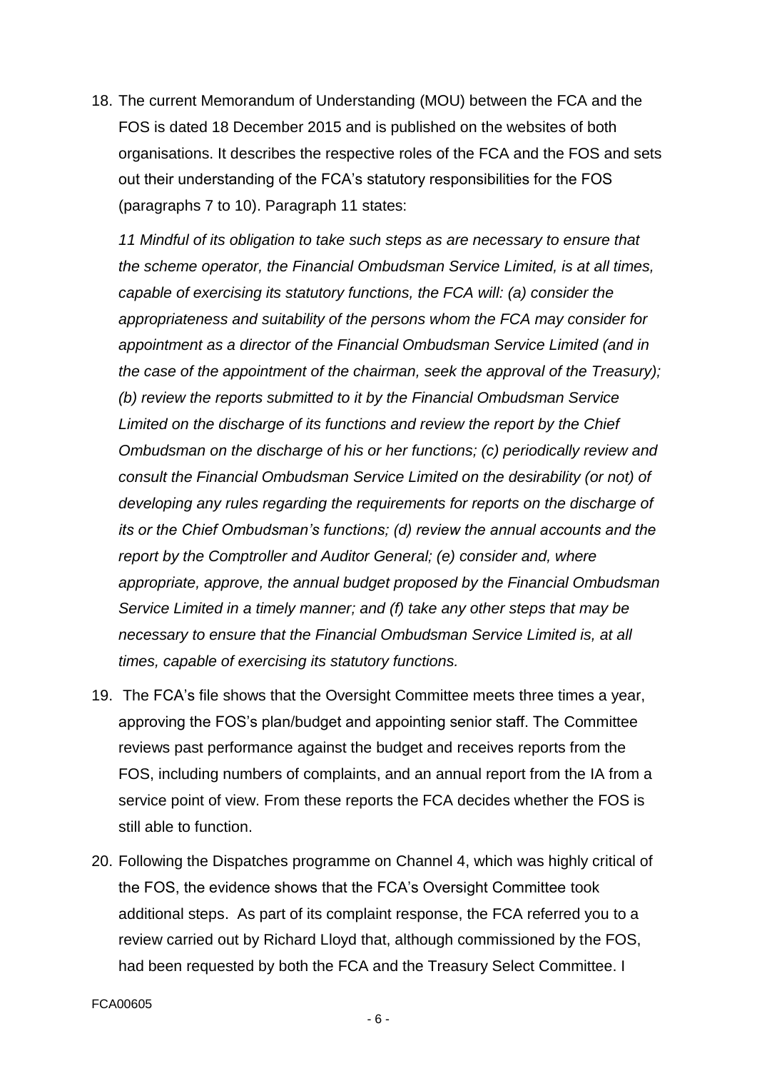18. The current Memorandum of Understanding (MOU) between the FCA and the FOS is dated 18 December 2015 and is published on the websites of both organisations. It describes the respective roles of the FCA and the FOS and sets out their understanding of the FCA's statutory responsibilities for the FOS (paragraphs 7 to 10). Paragraph 11 states:

    *11 Mindful of its obligation to take such steps as are necessary to ensure that the scheme operator, the Financial Ombudsman Service Limited, is at all times, capable of exercising its statutory functions, the FCA will: (a) consider the appropriateness and suitability of the persons whom the FCA may consider for appointment as a director of the Financial Ombudsman Service Limited (and in the case of the appointment of the chairman, seek the approval of the Treasury); (b) review the reports submitted to it by the Financial Ombudsman Service Limited on the discharge of its functions and review the report by the Chief Ombudsman on the discharge of his or her functions; (c) periodically review and consult the Financial Ombudsman Service Limited on the desirability (or not) of developing any rules regarding the requirements for reports on the discharge of its or the Chief Ombudsman's functions; (d) review the annual accounts and the report by the Comptroller and Auditor General; (e) consider and, where appropriate, approve, the annual budget proposed by the Financial Ombudsman Service Limited in a timely manner; and (f) take any other steps that may be necessary to ensure that the Financial Ombudsman Service Limited is, at all times, capable of exercising its statutory functions.*

19. The FCA's file shows that the Oversight Committee meets three times a year, approving the FOS's plan/budget and appointing senior staff. The Committee reviews past performance against the budget and receives reports from the FOS, including numbers of complaints, and an annual report from the IA from a service point of view. From these reports the FCA decides whether the FOS is still able to function.

20. Following the Dispatches programme on Channel 4, which was highly critical of the FOS, the evidence shows that the FCA's Oversight Committee took additional steps. As part of its complaint response, the FCA referred you to a review carried out by Richard Lloyd that, although commissioned by the FOS, had been requested by both the FCA and the Treasury Select Committee. I

FCA00605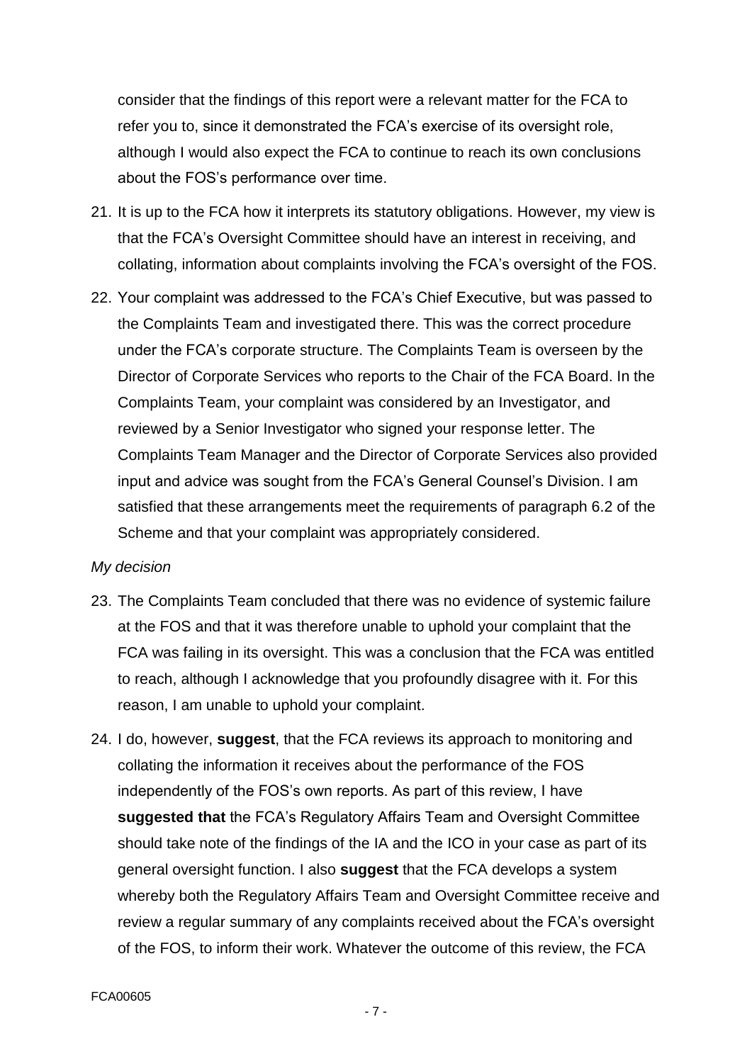consider that the findings of this report were a relevant matter for the FCA to refer you to, since it demonstrated the FCA's exercise of its oversight role, although I would also expect the FCA to continue to reach its own conclusions about the FOS's performance over time.

21. It is up to the FCA how it interprets its statutory obligations. However, my view is that the FCA's Oversight Committee should have an interest in receiving, and collating, information about complaints involving the FCA's oversight of the FOS.

22. Your complaint was addressed to the FCA's Chief Executive, but was passed to the Complaints Team and investigated there. This was the correct procedure under the FCA's corporate structure. The Complaints Team is overseen by the Director of Corporate Services who reports to the Chair of the FCA Board. In the Complaints Team, your complaint was considered by an Investigator, and reviewed by a Senior Investigator who signed your response letter. The Complaints Team Manager and the Director of Corporate Services also provided input and advice was sought from the FCA's General Counsel's Division. I am satisfied that these arrangements meet the requirements of paragraph 6.2 of the Scheme and that your complaint was appropriately considered.

*My decision*

23. The Complaints Team concluded that there was no evidence of systemic failure at the FOS and that it was therefore unable to uphold your complaint that the FCA was failing in its oversight. This was a conclusion that the FCA was entitled to reach, although I acknowledge that you profoundly disagree with it. For this reason, I am unable to uphold your complaint.

24. I do, however, **suggest**, that the FCA reviews its approach to monitoring and collating the information it receives about the performance of the FOS independently of the FOS's own reports. As part of this review, I have **suggested that** the FCA's Regulatory Affairs Team and Oversight Committee should take note of the findings of the IA and the ICO in your case as part of its general oversight function. I also **suggest** that the FCA develops a system whereby both the Regulatory Affairs Team and Oversight Committee receive and review a regular summary of any complaints received about the FCA's oversight of the FOS, to inform their work. Whatever the outcome of this review, the FCA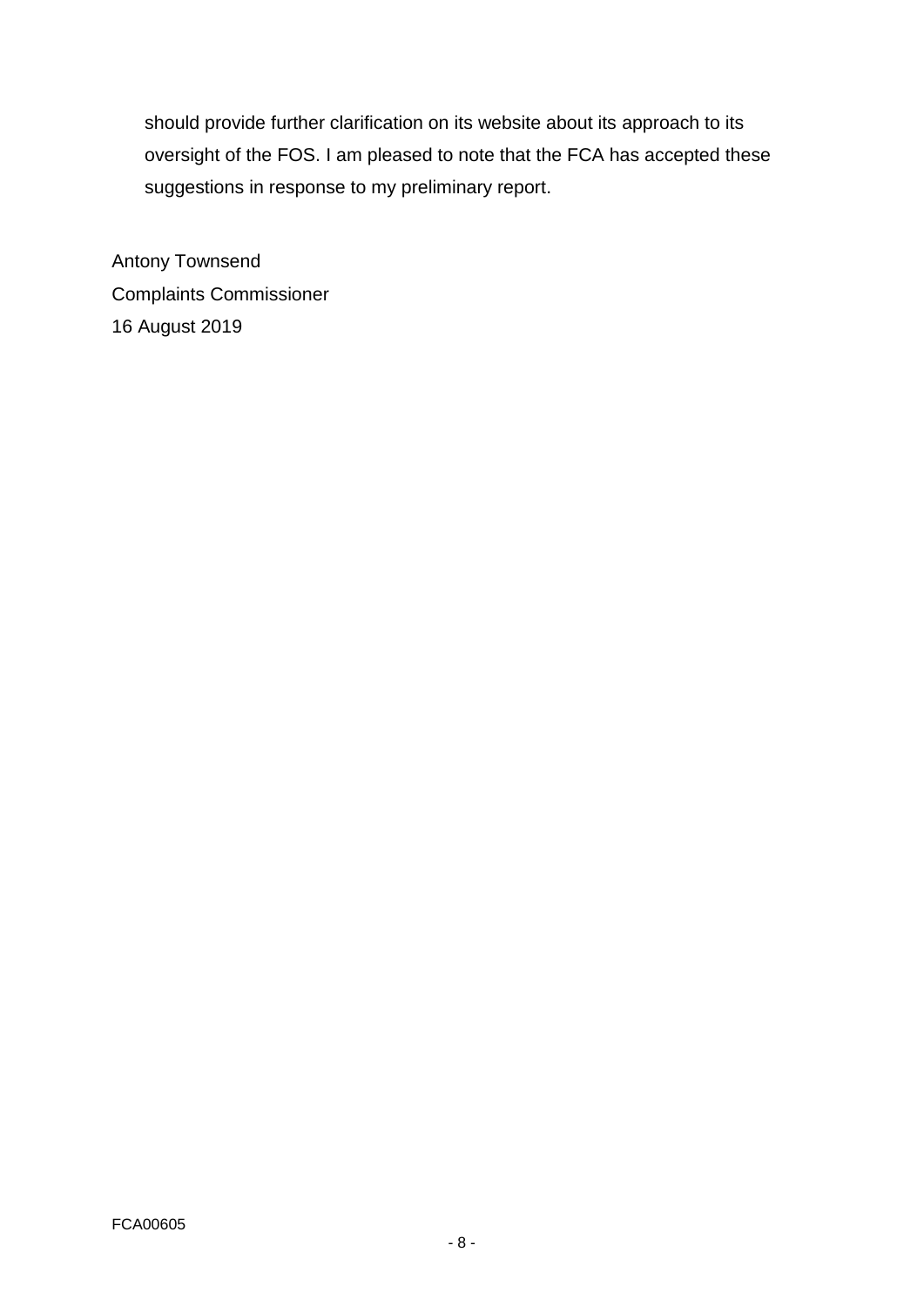should provide further clarification on its website about its approach to its oversight of the FOS. I am pleased to note that the FCA has accepted these suggestions in response to my preliminary report.

Antony Townsend
Complaints Commissioner
16 August 2019

FCA00605